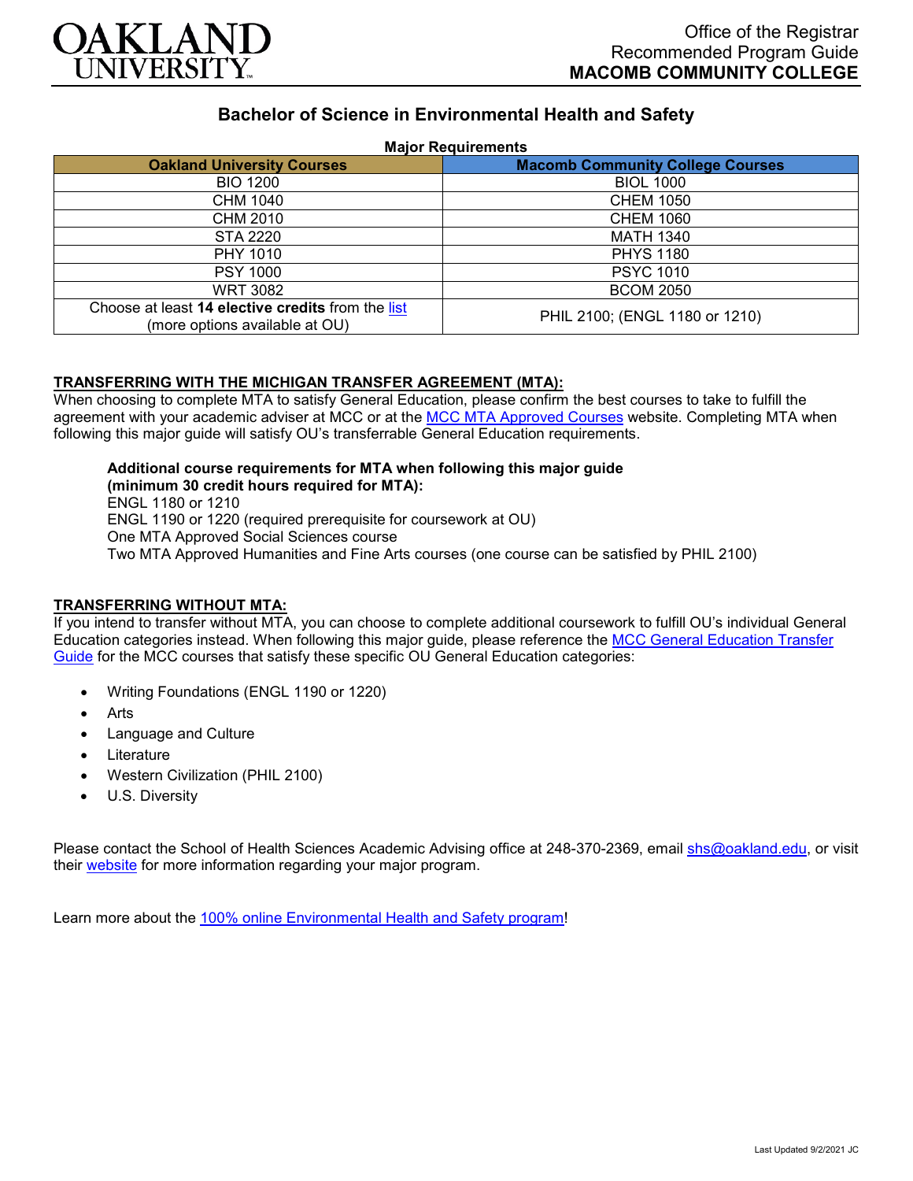Office of the Registrar
Recommended Program Guide
**MACOMB COMMUNITY COLLEGE**

# Bachelor of Science in Environmental Health and Safety

**Major Requirements**

| Oakland University Courses | Macomb Community College Courses |
|---|---|
| BIO 1200 | BIOL 1000 |
| CHM 1040 | CHEM 1050 |
| CHM 2010 | CHEM 1060 |
| STA 2220 | MATH 1340 |
| PHY 1010 | PHYS 1180 |
| PSY 1000 | PSYC 1010 |
| WRT 3082 | BCOM 2050 |
| Choose at least **14 elective credits** from the list (more options available at OU) | PHIL 2100; (ENGL 1180 or 1210) |

**TRANSFERRING WITH THE MICHIGAN TRANSFER AGREEMENT (MTA):**

When choosing to complete MTA to satisfy General Education, please confirm the best courses to take to fulfill the agreement with your academic adviser at MCC or at the MCC MTA Approved Courses website. Completing MTA when following this major guide will satisfy OU's transferrable General Education requirements.

**Additional course requirements for MTA when following this major guide (minimum 30 credit hours required for MTA):**

ENGL 1180 or 1210
ENGL 1190 or 1220 (required prerequisite for coursework at OU)
One MTA Approved Social Sciences course
Two MTA Approved Humanities and Fine Arts courses (one course can be satisfied by PHIL 2100)

**TRANSFERRING WITHOUT MTA:**

If you intend to transfer without MTA, you can choose to complete additional coursework to fulfill OU's individual General Education categories instead. When following this major guide, please reference the MCC General Education Transfer Guide for the MCC courses that satisfy these specific OU General Education categories:

- Writing Foundations (ENGL 1190 or 1220)
- Arts
- Language and Culture
- Literature
- Western Civilization (PHIL 2100)
- U.S. Diversity

Please contact the School of Health Sciences Academic Advising office at 248-370-2369, email shs@oakland.edu, or visit their website for more information regarding your major program.

Learn more about the 100% online Environmental Health and Safety program!

Last Updated 9/2/2021 JC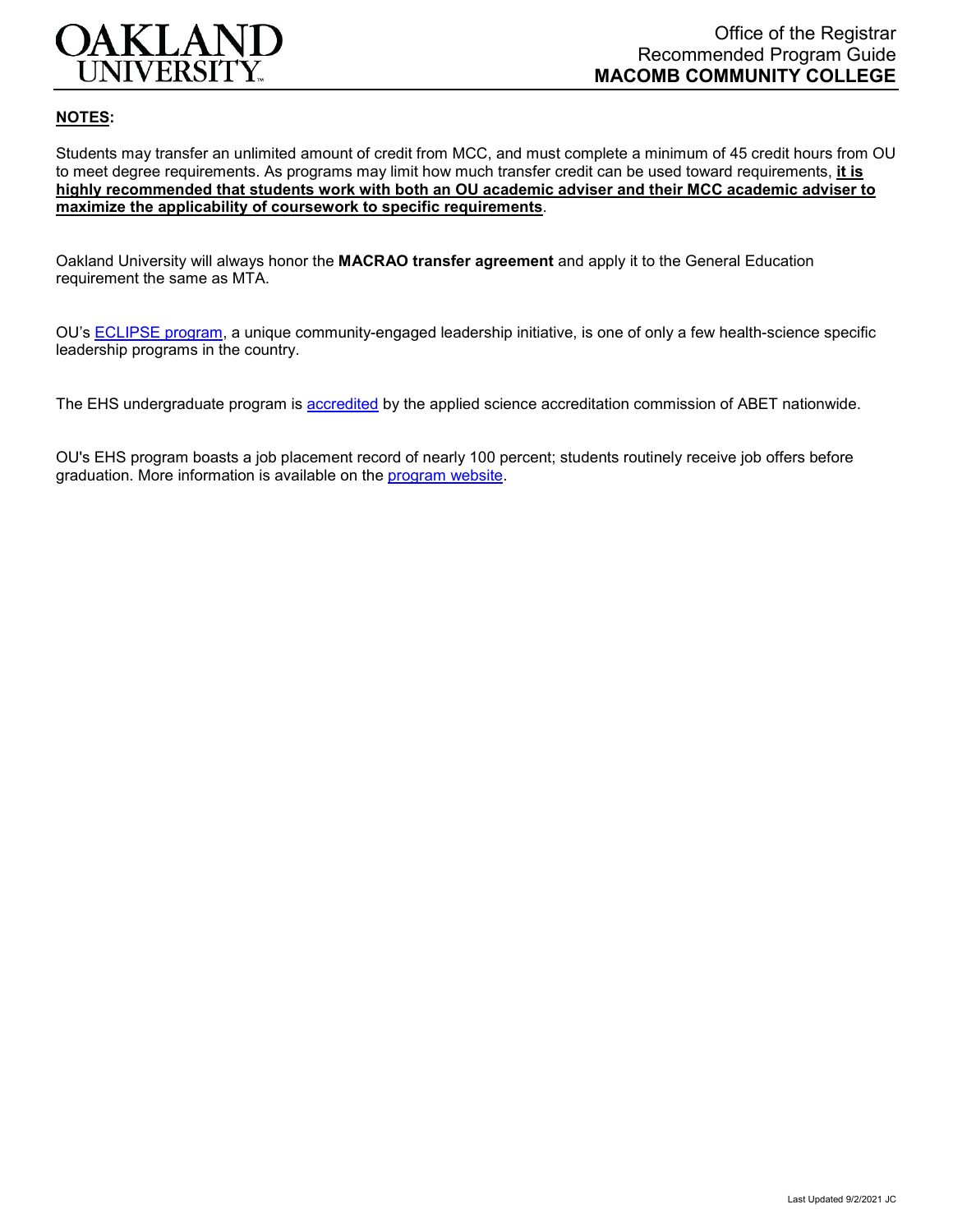**NOTES:**

Students may transfer an unlimited amount of credit from MCC, and must complete a minimum of 45 credit hours from OU to meet degree requirements. As programs may limit how much transfer credit can be used toward requirements, **it is highly recommended that students work with both an OU academic adviser and their MCC academic adviser to maximize the applicability of coursework to specific requirements**.

Oakland University will always honor the **MACRAO transfer agreement** and apply it to the General Education requirement the same as MTA.

OU's ECLIPSE program, a unique community-engaged leadership initiative, is one of only a few health-science specific leadership programs in the country.

The EHS undergraduate program is accredited by the applied science accreditation commission of ABET nationwide.

OU's EHS program boasts a job placement record of nearly 100 percent; students routinely receive job offers before graduation. More information is available on the program website.